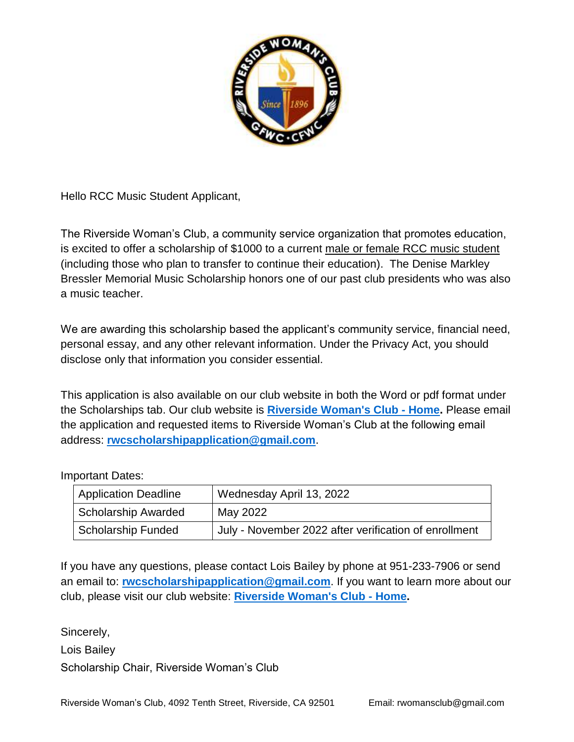Hello RCC Music Student Applicant,

The Riverside Woman's Club, a community service organization that promotes education, is excited to offer a scholarship of $1000 to a current male or female RCC music student (including those who plan to transfer to continue their education). The Denise Markley Bressler Memorial Music Scholarship honors one of our past club presidents who was also a music teacher.

We are awarding this scholarship based the applicant's community service, financial need, personal essay, and any other relevant information. Under the Privacy Act, you should disclose only that information you consider essential.

This application is also available on our club website in both the Word or pdf format under the Scholarships tab. Our club website is **Riverside Woman's Club - Home.** Please email the application and requested items to Riverside Woman's Club at the following email address: **rwcscholarshipapplication@gmail.com**.

Important Dates:

| Application Deadline | Wednesday April 13, 2022 |
|---|---|
| Scholarship Awarded | May 2022 |
| Scholarship Funded | July - November 2022 after verification of enrollment |

If you have any questions, please contact Lois Bailey by phone at 951-233-7906 or send an email to: **rwcscholarshipapplication@gmail.com**. If you want to learn more about our club, please visit our club website: **Riverside Woman's Club - Home.**

Sincerely,

Lois Bailey

Scholarship Chair, Riverside Woman's Club

Riverside Woman's Club, 4092 Tenth Street, Riverside, CA 92501 Email: rwomansclub@gmail.com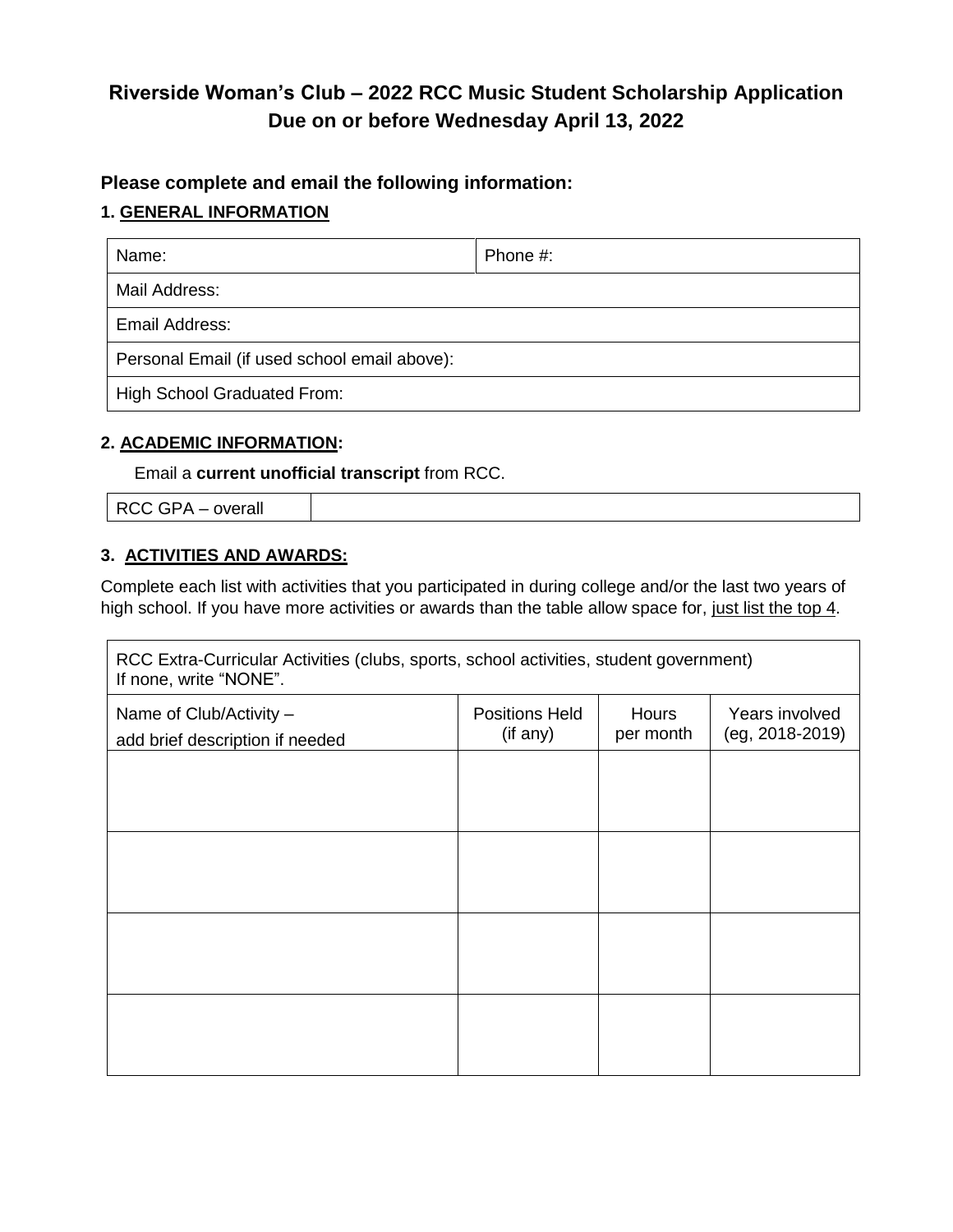# Riverside Woman's Club – 2022 RCC Music Student Scholarship Application
## Due on or before Wednesday April 13, 2022

### Please complete and email the following information:

#### 1. GENERAL INFORMATION

| Name: | Phone #: |
|---|---|
| Mail Address: | |
| Email Address: | |
| Personal Email (if used school email above): | |
| High School Graduated From: | |

#### 2. ACADEMIC INFORMATION:

Email a **current unofficial transcript** from RCC.

| RCC GPA – overall | |
|---|---|

#### 3. ACTIVITIES AND AWARDS:

Complete each list with activities that you participated in during college and/or the last two years of high school. If you have more activities or awards than the table allow space for, just list the top 4.

| RCC Extra-Curricular Activities (clubs, sports, school activities, student government) If none, write "NONE". | | | |
|---|---|---|---|
| Name of Club/Activity – add brief description if needed | Positions Held (if any) | Hours per month | Years involved (eg, 2018-2019) |
| | | | |
| | | | |
| | | | |
| | | | |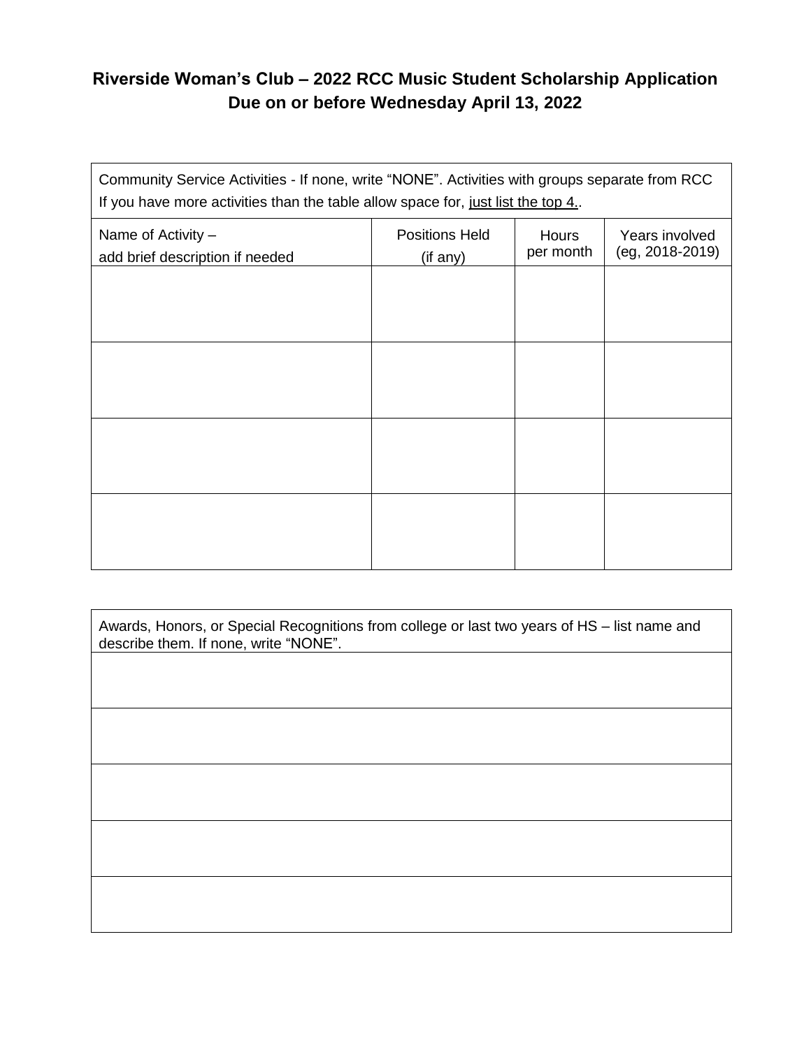**Riverside Woman's Club – 2022 RCC Music Student Scholarship Application**
**Due on or before Wednesday April 13, 2022**

| Community Service Activities - If none, write "NONE". Activities with groups separate from RCC<br>If you have more activities than the table allow space for, <u>just list the top 4.</u>. | | | |
|---|---|---|---|
| Name of Activity –<br>add brief description if needed | Positions Held<br>(if any) | Hours<br>per month | Years involved<br>(eg, 2018-2019) |
| | | | |
| | | | |
| | | | |
| | | | |

| Awards, Honors, or Special Recognitions from college or last two years of HS – list name and describe them. If none, write "NONE". |
|---|
| |
| |
| |
| |
| |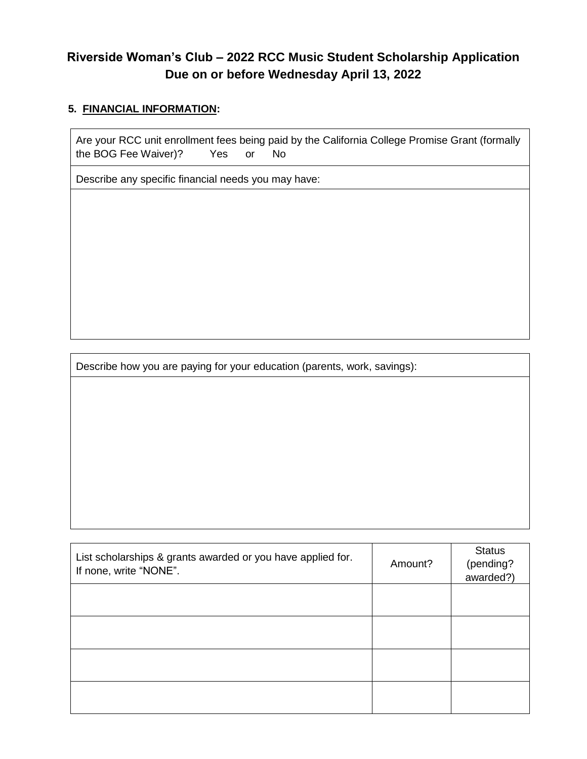# Riverside Woman's Club – 2022 RCC Music Student Scholarship Application
## Due on or before Wednesday April 13, 2022

**5. <u>FINANCIAL INFORMATION</u>:**

| Are your RCC unit enrollment fees being paid by the California College Promise Grant (formally the BOG Fee Waiver)? Yes or No |
|---|
| Describe any specific financial needs you may have: |
| |

| Describe how you are paying for your education (parents, work, savings): |
|---|
| |

| List scholarships & grants awarded or you have applied for. If none, write "NONE". | Amount? | Status (pending? awarded?) |
|---|---|---|
| | | |
| | | |
| | | |
| | | |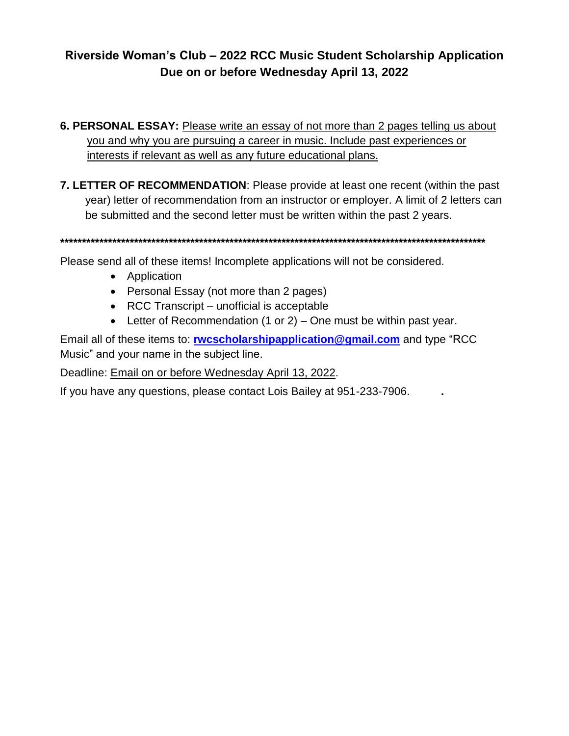**Riverside Woman's Club – 2022 RCC Music Student Scholarship Application**
**Due on or before Wednesday April 13, 2022**

**6. PERSONAL ESSAY:** Please write an essay of not more than 2 pages telling us about you and why you are pursuing a career in music. Include past experiences or interests if relevant as well as any future educational plans.

**7. LETTER OF RECOMMENDATION**: Please provide at least one recent (within the past year) letter of recommendation from an instructor or employer. A limit of 2 letters can be submitted and the second letter must be written within the past 2 years.

**\*\*\*\*\*\*\*\*\*\*\*\*\*\*\*\*\*\*\*\*\*\*\*\*\*\*\*\*\*\*\*\*\*\*\*\*\*\*\*\*\*\*\*\*\*\*\*\*\*\*\*\*\*\*\*\*\*\*\*\*\*\*\*\*\*\*\*\*\*\*\*\*\*\*\*\*\*\*\*\*\*\*\*\*\*\*\*\*\*\*\*\*\*\*\*\*\*\*\*\*\*\***

Please send all of these items! Incomplete applications will not be considered.

- Application
- Personal Essay (not more than 2 pages)
- RCC Transcript – unofficial is acceptable
- Letter of Recommendation (1 or 2) – One must be within past year.

Email all of these items to: **rwcscholarshipapplication@gmail.com** and type "RCC Music" and your name in the subject line.

Deadline: Email on or before Wednesday April 13, 2022.

If you have any questions, please contact Lois Bailey at 951-233-7906.